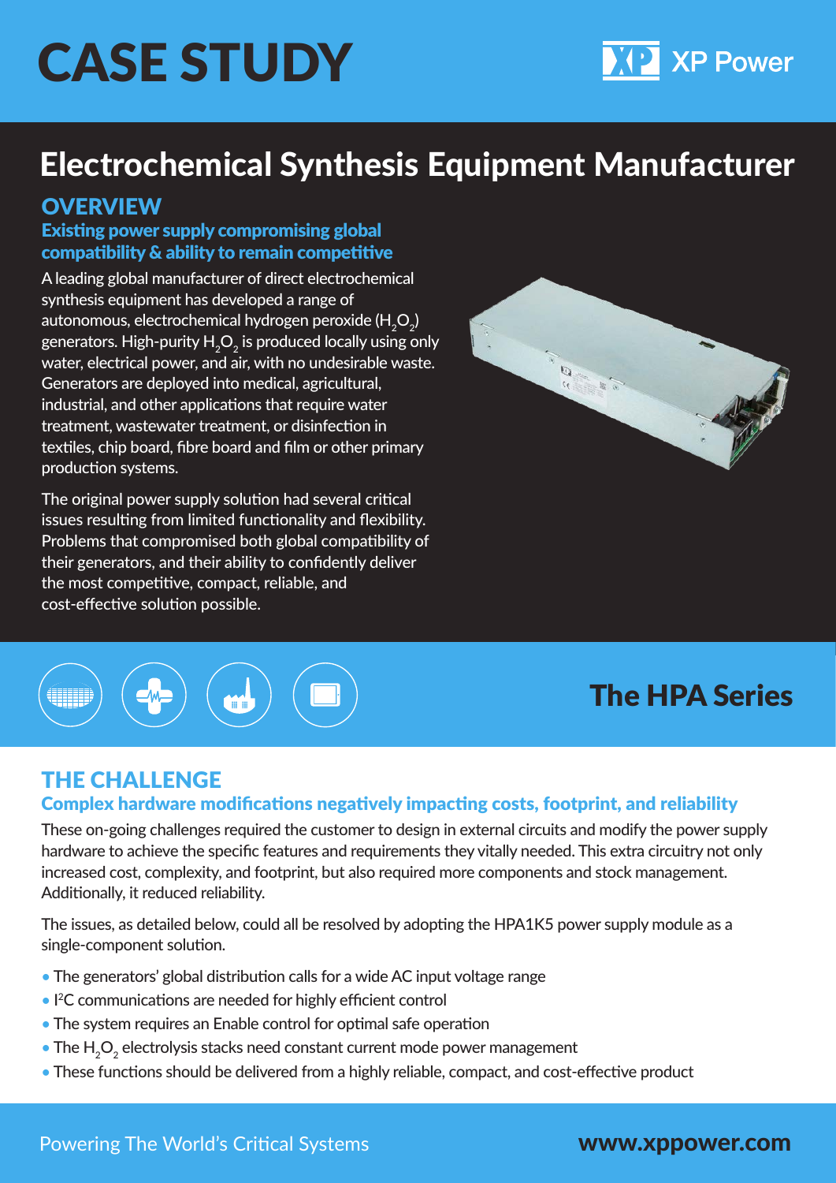# CASE STUDY

XP Power

# Electrochemical Synthesis Equipment Manufacturer

## OVERVIEW

### Existing power supply compromising global compatibility & ability to remain competitive

A leading global manufacturer of direct electrochemical synthesis equipment has developed a range of autonomous, electrochemical hydrogen peroxide ($H_2O_2$) generators. High-purity $H_2O_2$ is produced locally using only water, electrical power, and air, with no undesirable waste. Generators are deployed into medical, agricultural, industrial, and other applications that require water treatment, wastewater treatment, or disinfection in textiles, chip board, fibre board and film or other primary production systems.

The original power supply solution had several critical issues resulting from limited functionality and flexibility. Problems that compromised both global compatibility of their generators, and their ability to confidently deliver the most competitive, compact, reliable, and cost-effective solution possible.

## The HPA Series

## THE CHALLENGE

### Complex hardware modifications negatively impacting costs, footprint, and reliability

These on-going challenges required the customer to design in external circuits and modify the power supply hardware to achieve the specific features and requirements they vitally needed. This extra circuitry not only increased cost, complexity, and footprint, but also required more components and stock management. Additionally, it reduced reliability.

The issues, as detailed below, could all be resolved by adopting the HPA1K5 power supply module as a single-component solution.

- The generators' global distribution calls for a wide AC input voltage range
- $I^2C$ communications are needed for highly efficient control
- The system requires an Enable control for optimal safe operation
- The $H_2O_2$ electrolysis stacks need constant current mode power management
- These functions should be delivered from a highly reliable, compact, and cost-effective product

Powering The World's Critical Systems

www.xppower.com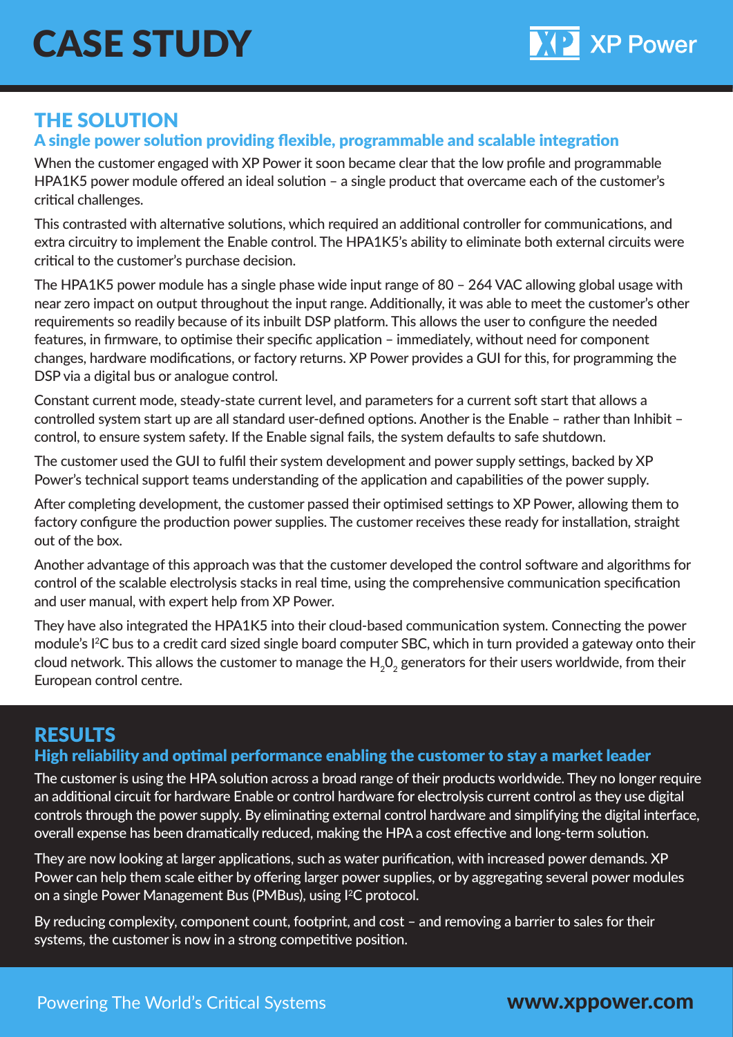# CASE STUDY

## THE SOLUTION

### A single power solution providing flexible, programmable and scalable integration

When the customer engaged with XP Power it soon became clear that the low profile and programmable HPA1K5 power module offered an ideal solution – a single product that overcame each of the customer's critical challenges.

This contrasted with alternative solutions, which required an additional controller for communications, and extra circuitry to implement the Enable control. The HPA1K5's ability to eliminate both external circuits were critical to the customer's purchase decision.

The HPA1K5 power module has a single phase wide input range of 80 – 264 VAC allowing global usage with near zero impact on output throughout the input range. Additionally, it was able to meet the customer's other requirements so readily because of its inbuilt DSP platform. This allows the user to configure the needed features, in firmware, to optimise their specific application – immediately, without need for component changes, hardware modifications, or factory returns. XP Power provides a GUI for this, for programming the DSP via a digital bus or analogue control.

Constant current mode, steady-state current level, and parameters for a current soft start that allows a controlled system start up are all standard user-defined options. Another is the Enable – rather than Inhibit – control, to ensure system safety. If the Enable signal fails, the system defaults to safe shutdown.

The customer used the GUI to fulfil their system development and power supply settings, backed by XP Power's technical support teams understanding of the application and capabilities of the power supply.

After completing development, the customer passed their optimised settings to XP Power, allowing them to factory configure the production power supplies. The customer receives these ready for installation, straight out of the box.

Another advantage of this approach was that the customer developed the control software and algorithms for control of the scalable electrolysis stacks in real time, using the comprehensive communication specification and user manual, with expert help from XP Power.

They have also integrated the HPA1K5 into their cloud-based communication system. Connecting the power module's $I^2C$ bus to a credit card sized single board computer SBC, which in turn provided a gateway onto their cloud network. This allows the customer to manage the $H_2 0_2$ generators for their users worldwide, from their European control centre.

## RESULTS

### High reliability and optimal performance enabling the customer to stay a market leader

The customer is using the HPA solution across a broad range of their products worldwide. They no longer require an additional circuit for hardware Enable or control hardware for electrolysis current control as they use digital controls through the power supply. By eliminating external control hardware and simplifying the digital interface, overall expense has been dramatically reduced, making the HPA a cost effective and long-term solution.

They are now looking at larger applications, such as water purification, with increased power demands. XP Power can help them scale either by offering larger power supplies, or by aggregating several power modules on a single Power Management Bus (PMBus), using $I^2C$ protocol.

By reducing complexity, component count, footprint, and cost – and removing a barrier to sales for their systems, the customer is now in a strong competitive position.

Powering The World's Critical Systems

**www.xppower.com**